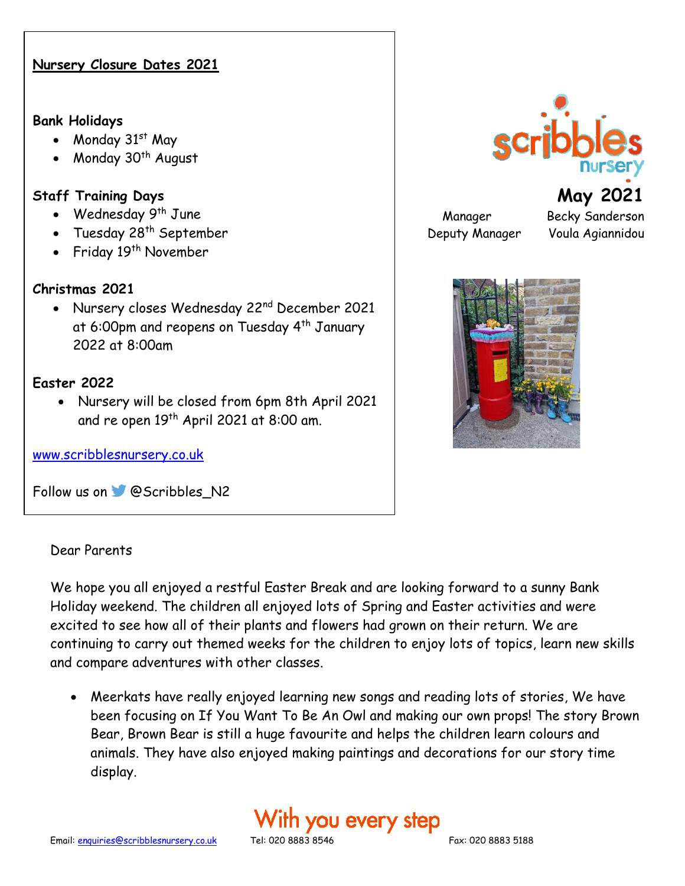## Nursery Closure Dates 2021

**Bank Holidays**

- Monday 31st May
- Monday 30th August

**Staff Training Days**

- Wednesday 9th June
- Tuesday 28th September
- Friday 19th November

**Christmas 2021**

- Nursery closes Wednesday 22nd December 2021 at 6:00pm and reopens on Tuesday 4th January 2022 at 8:00am

**Easter 2022**

- Nursery will be closed from 6pm 8th April 2021 and re open 19th April 2021 at 8:00 am.

www.scribblesnursery.co.uk

Follow us on @Scribbles_N2

scribbles nursery

# May 2021

| | |
|---|---|
| Manager | Becky Sanderson |
| Deputy Manager | Voula Agiannidou |

Dear Parents

We hope you all enjoyed a restful Easter Break and are looking forward to a sunny Bank Holiday weekend. The children all enjoyed lots of Spring and Easter activities and were excited to see how all of their plants and flowers had grown on their return. We are continuing to carry out themed weeks for the children to enjoy lots of topics, learn new skills and compare adventures with other classes.

- Meerkats have really enjoyed learning new songs and reading lots of stories, We have been focusing on If You Want To Be An Owl and making our own props! The story Brown Bear, Brown Bear is still a huge favourite and helps the children learn colours and animals. They have also enjoyed making paintings and decorations for our story time display.

With you every step

Email: enquiries@scribblesnursery.co.uk Tel: 020 8883 8546 Fax: 020 8883 5188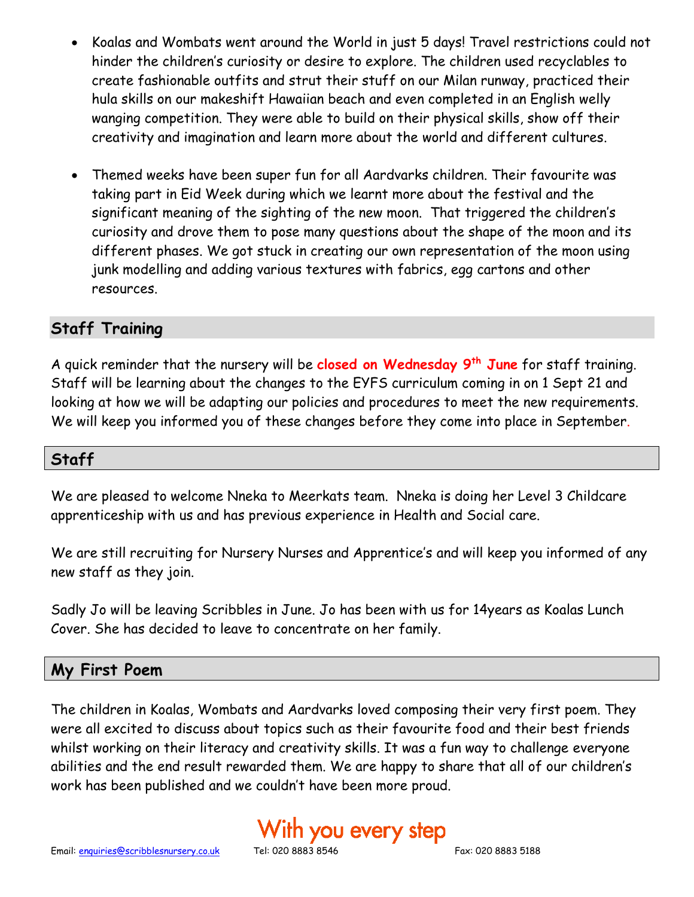- Koalas and Wombats went around the World in just 5 days! Travel restrictions could not hinder the children's curiosity or desire to explore. The children used recyclables to create fashionable outfits and strut their stuff on our Milan runway, practiced their hula skills on our makeshift Hawaiian beach and even completed in an English welly wanging competition. They were able to build on their physical skills, show off their creativity and imagination and learn more about the world and different cultures.

- Themed weeks have been super fun for all Aardvarks children. Their favourite was taking part in Eid Week during which we learnt more about the festival and the significant meaning of the sighting of the new moon. That triggered the children's curiosity and drove them to pose many questions about the shape of the moon and its different phases. We got stuck in creating our own representation of the moon using junk modelling and adding various textures with fabrics, egg cartons and other resources.

## Staff Training

A quick reminder that the nursery will be **closed on Wednesday 9th June** for staff training. Staff will be learning about the changes to the EYFS curriculum coming in on 1 Sept 21 and looking at how we will be adapting our policies and procedures to meet the new requirements. We will keep you informed you of these changes before they come into place in September.

## Staff

We are pleased to welcome Nneka to Meerkats team. Nneka is doing her Level 3 Childcare apprenticeship with us and has previous experience in Health and Social care.

We are still recruiting for Nursery Nurses and Apprentice's and will keep you informed of any new staff as they join.

Sadly Jo will be leaving Scribbles in June. Jo has been with us for 14years as Koalas Lunch Cover. She has decided to leave to concentrate on her family.

## My First Poem

The children in Koalas, Wombats and Aardvarks loved composing their very first poem. They were all excited to discuss about topics such as their favourite food and their best friends whilst working on their literacy and creativity skills. It was a fun way to challenge everyone abilities and the end result rewarded them. We are happy to share that all of our children's work has been published and we couldn't have been more proud.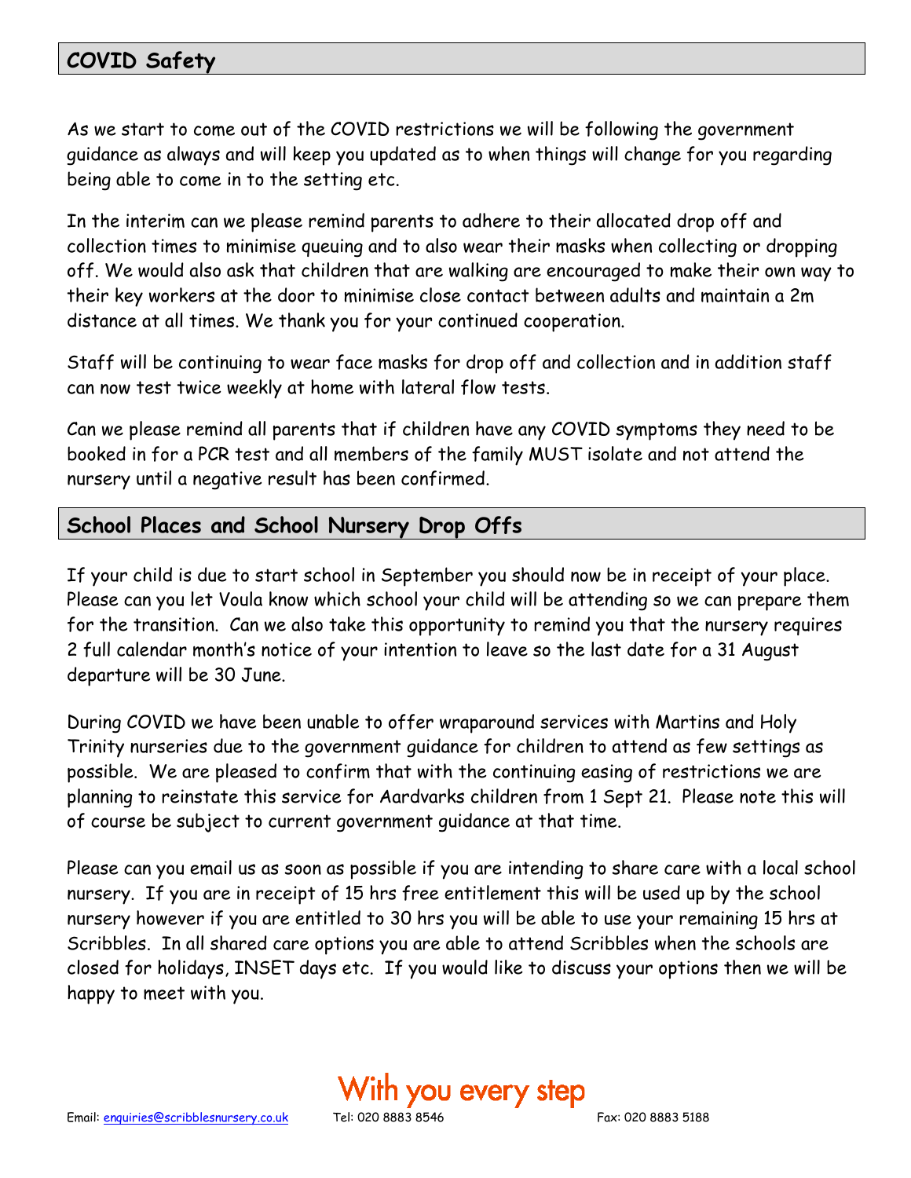## COVID Safety

As we start to come out of the COVID restrictions we will be following the government guidance as always and will keep you updated as to when things will change for you regarding being able to come in to the setting etc.

In the interim can we please remind parents to adhere to their allocated drop off and collection times to minimise queuing and to also wear their masks when collecting or dropping off. We would also ask that children that are walking are encouraged to make their own way to their key workers at the door to minimise close contact between adults and maintain a 2m distance at all times. We thank you for your continued cooperation.

Staff will be continuing to wear face masks for drop off and collection and in addition staff can now test twice weekly at home with lateral flow tests.

Can we please remind all parents that if children have any COVID symptoms they need to be booked in for a PCR test and all members of the family MUST isolate and not attend the nursery until a negative result has been confirmed.

## School Places and School Nursery Drop Offs

If your child is due to start school in September you should now be in receipt of your place. Please can you let Voula know which school your child will be attending so we can prepare them for the transition. Can we also take this opportunity to remind you that the nursery requires 2 full calendar month's notice of your intention to leave so the last date for a 31 August departure will be 30 June.

During COVID we have been unable to offer wraparound services with Martins and Holy Trinity nurseries due to the government guidance for children to attend as few settings as possible. We are pleased to confirm that with the continuing easing of restrictions we are planning to reinstate this service for Aardvarks children from 1 Sept 21. Please note this will of course be subject to current government guidance at that time.

Please can you email us as soon as possible if you are intending to share care with a local school nursery. If you are in receipt of 15 hrs free entitlement this will be used up by the school nursery however if you are entitled to 30 hrs you will be able to use your remaining 15 hrs at Scribbles. In all shared care options you are able to attend Scribbles when the schools are closed for holidays, INSET days etc. If you would like to discuss your options then we will be happy to meet with you.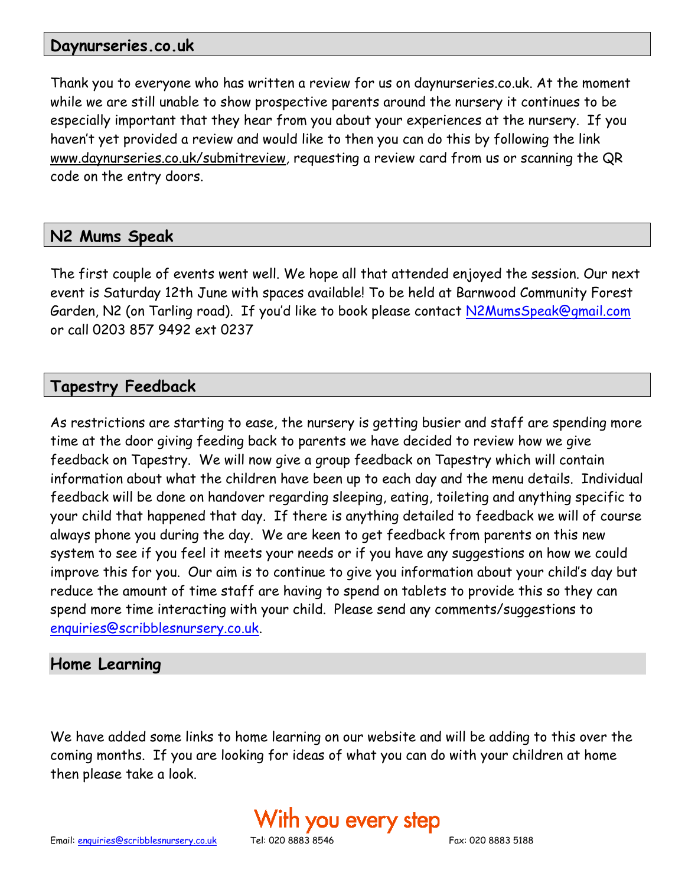## Daynurseries.co.uk

Thank you to everyone who has written a review for us on daynurseries.co.uk. At the moment while we are still unable to show prospective parents around the nursery it continues to be especially important that they hear from you about your experiences at the nursery. If you haven't yet provided a review and would like to then you can do this by following the link www.daynurseries.co.uk/submitreview, requesting a review card from us or scanning the QR code on the entry doors.

## N2 Mums Speak

The first couple of events went well. We hope all that attended enjoyed the session. Our next event is Saturday 12th June with spaces available! To be held at Barnwood Community Forest Garden, N2 (on Tarling road). If you'd like to book please contact N2MumsSpeak@gmail.com or call 0203 857 9492 ext 0237

## Tapestry Feedback

As restrictions are starting to ease, the nursery is getting busier and staff are spending more time at the door giving feeding back to parents we have decided to review how we give feedback on Tapestry. We will now give a group feedback on Tapestry which will contain information about what the children have been up to each day and the menu details. Individual feedback will be done on handover regarding sleeping, eating, toileting and anything specific to your child that happened that day. If there is anything detailed to feedback we will of course always phone you during the day. We are keen to get feedback from parents on this new system to see if you feel it meets your needs or if you have any suggestions on how we could improve this for you. Our aim is to continue to give you information about your child's day but reduce the amount of time staff are having to spend on tablets to provide this so they can spend more time interacting with your child. Please send any comments/suggestions to enquiries@scribblesnursery.co.uk.

## Home Learning

We have added some links to home learning on our website and will be adding to this over the coming months. If you are looking for ideas of what you can do with your children at home then please take a look.

With you every step

Email: enquiries@scribblesnursery.co.uk Tel: 020 8883 8546 Fax: 020 8883 5188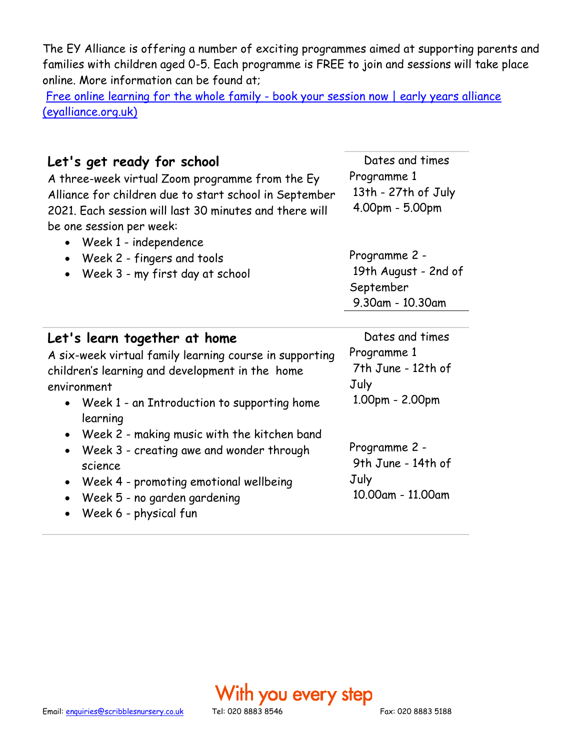The EY Alliance is offering a number of exciting programmes aimed at supporting parents and families with children aged 0-5. Each programme is FREE to join and sessions will take place online. More information can be found at;
[Free online learning for the whole family - book your session now | early years alliance (eyalliance.org.uk)](https://eyalliance.org.uk)

| | |
|---|---|
| **Let's get ready for school**<br>A three-week virtual Zoom programme from the Ey Alliance for children due to start school in September 2021. Each session will last 30 minutes and there will be one session per week:<br>• Week 1 - independence<br>• Week 2 - fingers and tools<br>• Week 3 - my first day at school | Dates and times<br>Programme 1<br>13th - 27th of July<br>4.00pm - 5.00pm<br><br>Programme 2 -<br>19th August - 2nd of September<br>9.30am - 10.30am |
| **Let's learn together at home**<br>A six-week virtual family learning course in supporting children's learning and development in the home environment<br>• Week 1 - an Introduction to supporting home learning<br>• Week 2 - making music with the kitchen band<br>• Week 3 - creating awe and wonder through science<br>• Week 4 - promoting emotional wellbeing<br>• Week 5 - no garden gardening<br>• Week 6 - physical fun | Dates and times<br>Programme 1<br>7th June - 12th of July<br>1.00pm - 2.00pm<br><br>Programme 2 -<br>9th June - 14th of July<br>10.00am - 11.00am |

With you every step

Email: enquiries@scribblesnursery.co.uk Tel: 020 8883 8546 Fax: 020 8883 5188